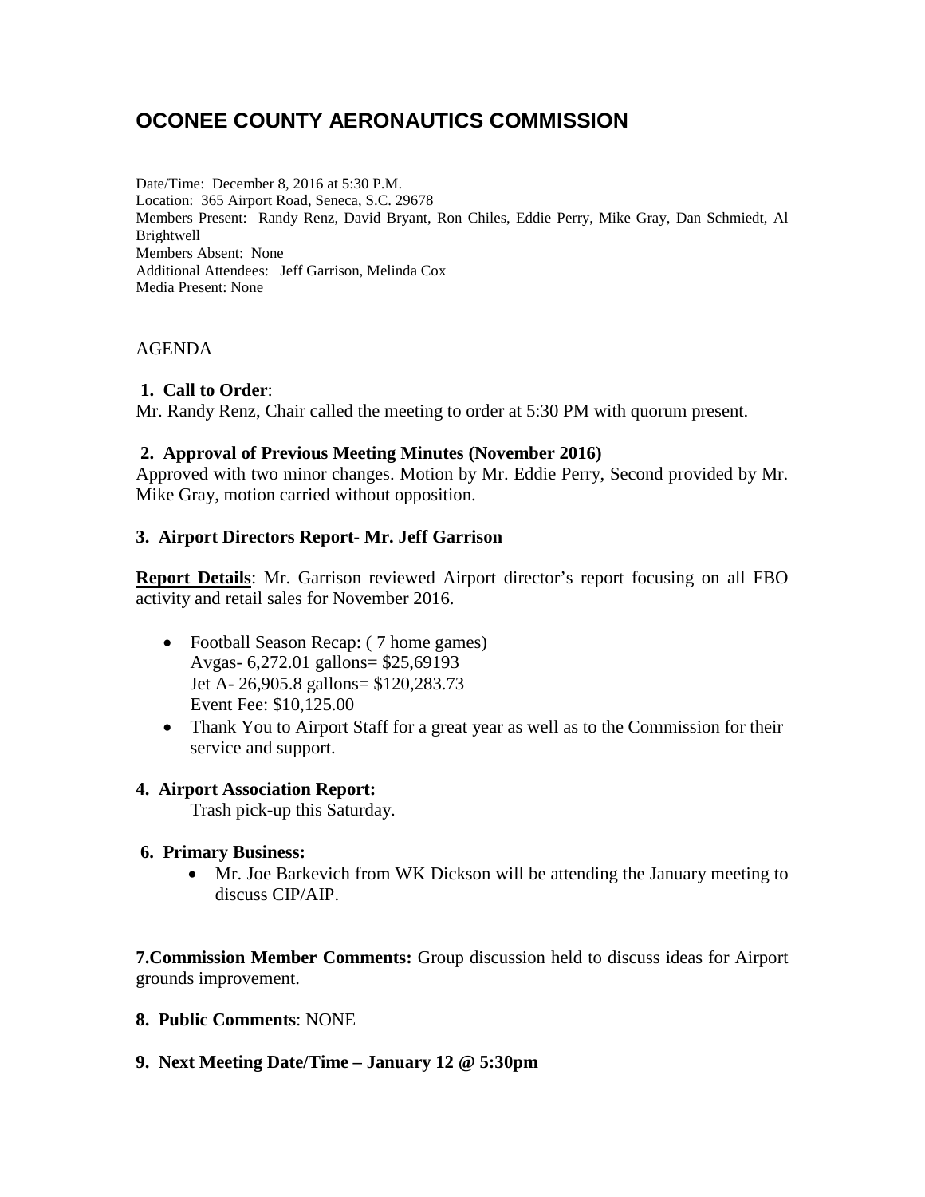# OCONEE COUNTY AERONAUTICS COMMISSION

Date/Time: December 8, 2016 at 5:30 P.M.
Location: 365 Airport Road, Seneca, S.C. 29678
Members Present: Randy Renz, David Bryant, Ron Chiles, Eddie Perry, Mike Gray, Dan Schmiedt, Al Brightwell
Members Absent: None
Additional Attendees: Jeff Garrison, Melinda Cox
Media Present: None

AGENDA

**1. Call to Order**:
Mr. Randy Renz, Chair called the meeting to order at 5:30 PM with quorum present.

**2. Approval of Previous Meeting Minutes (November 2016)**
Approved with two minor changes. Motion by Mr. Eddie Perry, Second provided by Mr. Mike Gray, motion carried without opposition.

**3. Airport Directors Report- Mr. Jeff Garrison**

**Report Details**: Mr. Garrison reviewed Airport director's report focusing on all FBO activity and retail sales for November 2016.

- Football Season Recap: ( 7 home games)
  Avgas- 6,272.01 gallons= $25,69193
  Jet A- 26,905.8 gallons= $120,283.73
  Event Fee: $10,125.00
- Thank You to Airport Staff for a great year as well as to the Commission for their service and support.

**4. Airport Association Report:**
Trash pick-up this Saturday.

**6. Primary Business:**

- Mr. Joe Barkevich from WK Dickson will be attending the January meeting to discuss CIP/AIP.

**7.Commission Member Comments:** Group discussion held to discuss ideas for Airport grounds improvement.

**8. Public Comments**: NONE

**9. Next Meeting Date/Time – January 12 @ 5:30pm**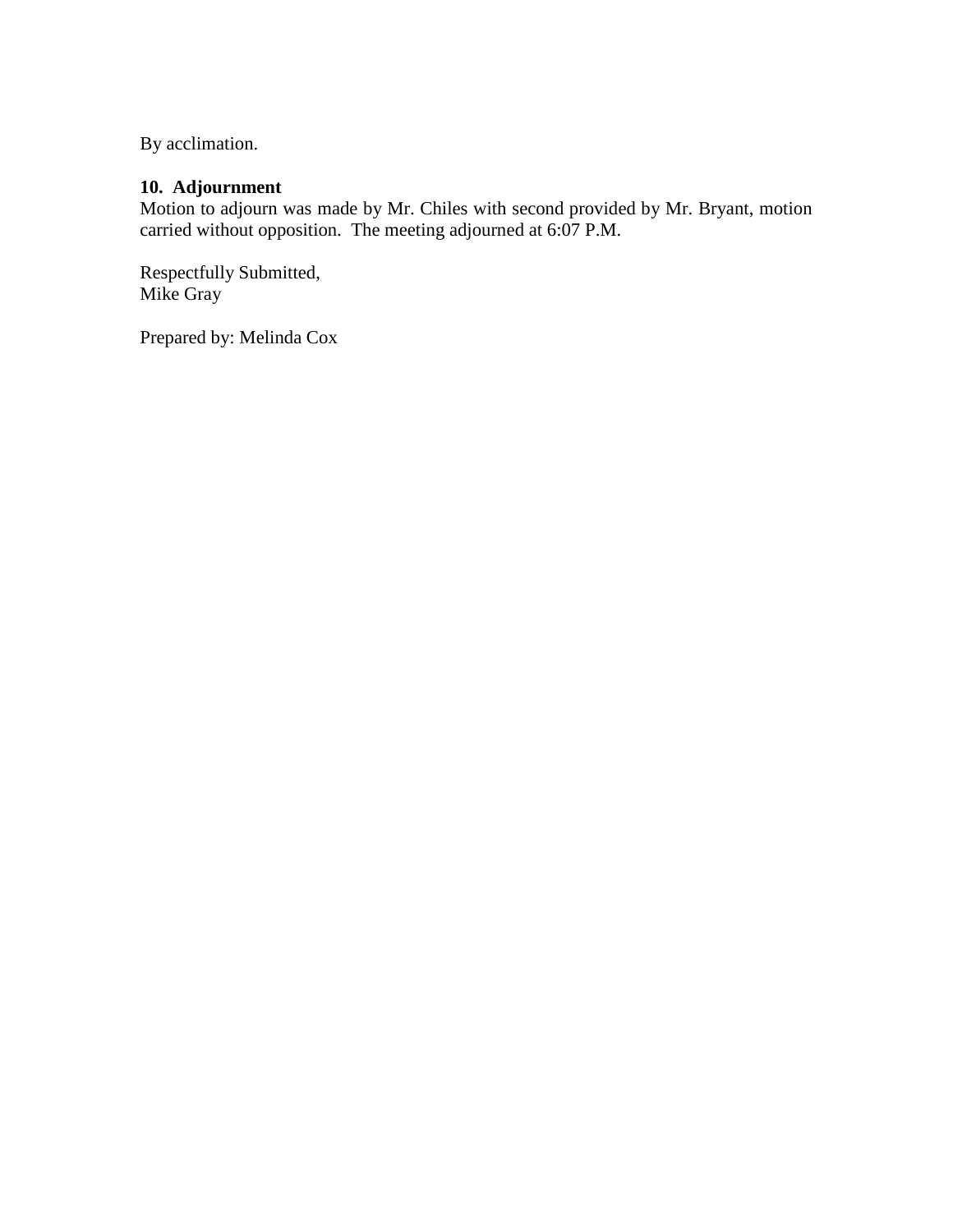By acclimation.

**10. Adjournment**
Motion to adjourn was made by Mr. Chiles with second provided by Mr. Bryant, motion carried without opposition. The meeting adjourned at 6:07 P.M.

Respectfully Submitted,
Mike Gray

Prepared by: Melinda Cox